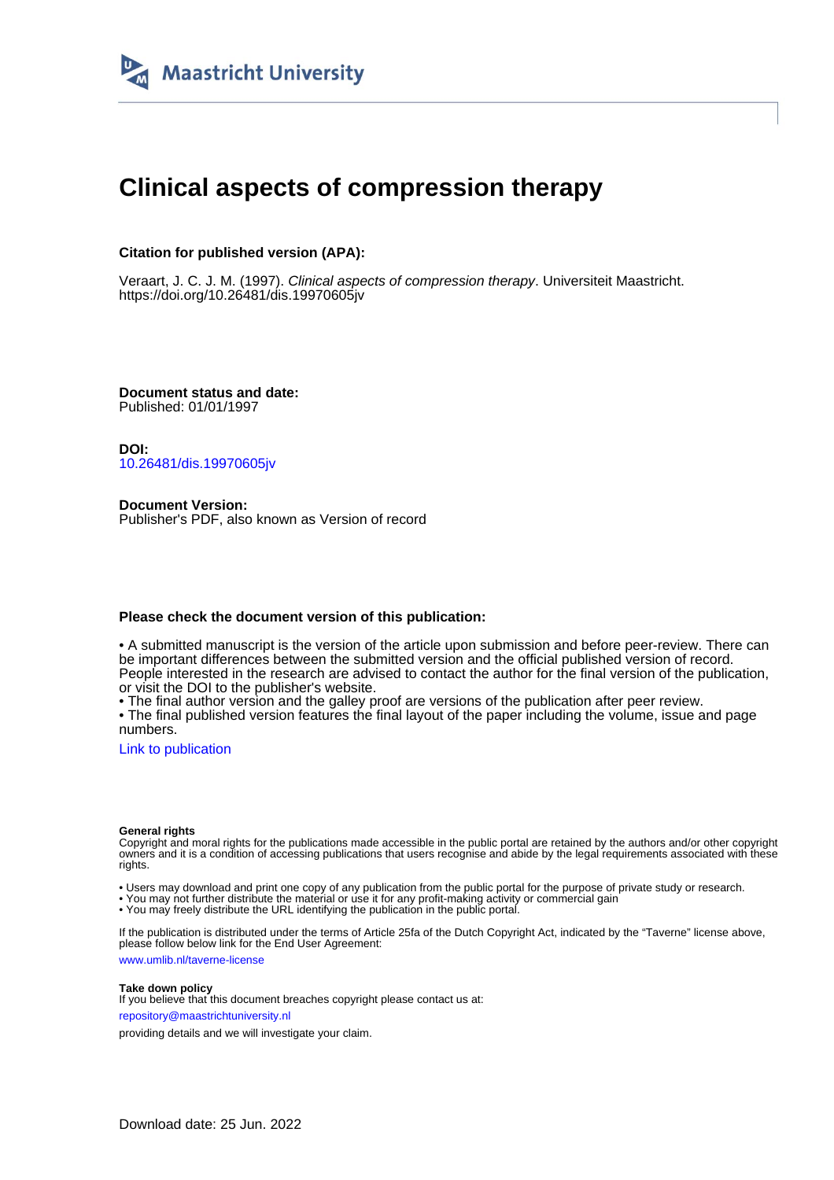Maastricht University

# Clinical aspects of compression therapy

**Citation for published version (APA):**

Veraart, J. C. J. M. (1997). *Clinical aspects of compression therapy*. Universiteit Maastricht. https://doi.org/10.26481/dis.19970605jv

**Document status and date:**
Published: 01/01/1997

**DOI:**
10.26481/dis.19970605jv

**Document Version:**
Publisher's PDF, also known as Version of record

**Please check the document version of this publication:**

• A submitted manuscript is the version of the article upon submission and before peer-review. There can be important differences between the submitted version and the official published version of record. People interested in the research are advised to contact the author for the final version of the publication, or visit the DOI to the publisher's website.
• The final author version and the galley proof are versions of the publication after peer review.
• The final published version features the final layout of the paper including the volume, issue and page numbers.

Link to publication

**General rights**
Copyright and moral rights for the publications made accessible in the public portal are retained by the authors and/or other copyright owners and it is a condition of accessing publications that users recognise and abide by the legal requirements associated with these rights.

• Users may download and print one copy of any publication from the public portal for the purpose of private study or research.
• You may not further distribute the material or use it for any profit-making activity or commercial gain
• You may freely distribute the URL identifying the publication in the public portal.

If the publication is distributed under the terms of Article 25fa of the Dutch Copyright Act, indicated by the "Taverne" license above, please follow below link for the End User Agreement:

www.umlib.nl/taverne-license

**Take down policy**
If you believe that this document breaches copyright please contact us at:

repository@maastrichtuniversity.nl

providing details and we will investigate your claim.

Download date: 25 Jun. 2022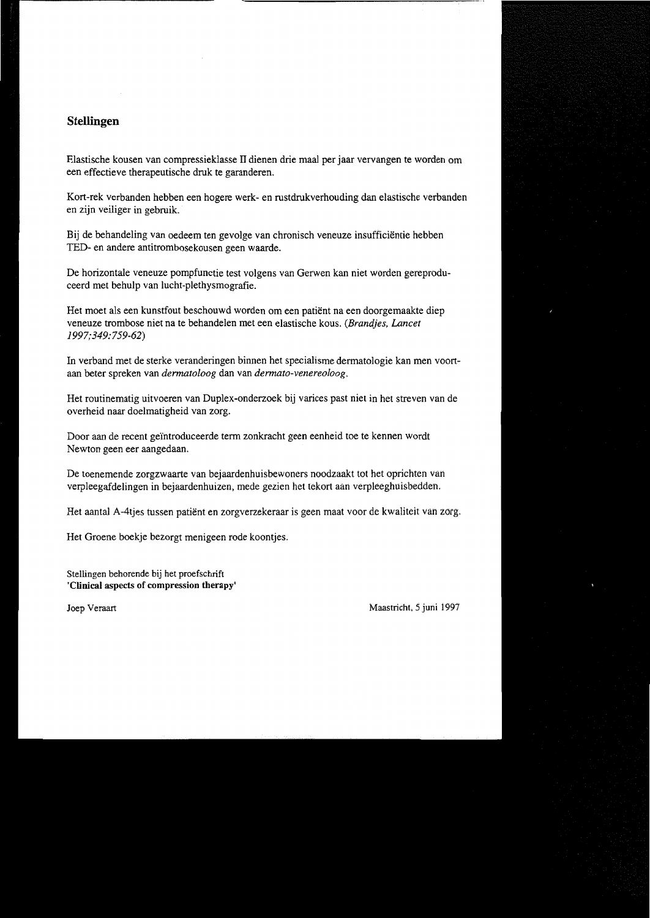## Stellingen

Elastische kousen van compressieklasse II dienen drie maal per jaar vervangen te worden om een effectieve therapeutische druk te garanderen.

Kort-rek verbanden hebben een hogere werk- en rustdrukverhouding dan elastische verbanden en zijn veiliger in gebruik.

Bij de behandeling van oedeem ten gevolge van chronisch veneuze insufficiëntie hebben TED- en andere antitrombosekousen geen waarde.

De horizontale veneuze pompfunctie test volgens van Gerwen kan niet worden gereproduceerd met behulp van lucht-plethysmografie.

Het moet als een kunstfout beschouwd worden om een patiënt na een doorgemaakte diep veneuze trombose niet na te behandelen met een elastische kous. (*Brandjes, Lancet 1997;349:759-62*)

In verband met de sterke veranderingen binnen het specialisme dermatologie kan men voortaan beter spreken van *dermatoloog* dan van *dermato-venereoloog*.

Het routinematig uitvoeren van Duplex-onderzoek bij varices past niet in het streven van de overheid naar doelmatigheid van zorg.

Door aan de recent geïntroduceerde term zonkracht geen eenheid toe te kennen wordt Newton geen eer aangedaan.

De toenemende zorgzwaarte van bejaardenhuisbewoners noodzaakt tot het oprichten van verpleegafdelingen in bejaardenhuizen, mede gezien het tekort aan verpleeghuisbedden.

Het aantal A-4tjes tussen patiënt en zorgverzekeraar is geen maat voor de kwaliteit van zorg.

Het Groene boekje bezorgt menigeen rode koontjes.

Stellingen behorende bij het proefschrift
**'Clinical aspects of compression therapy'**

Joep Veraart

Maastricht, 5 juni 1997